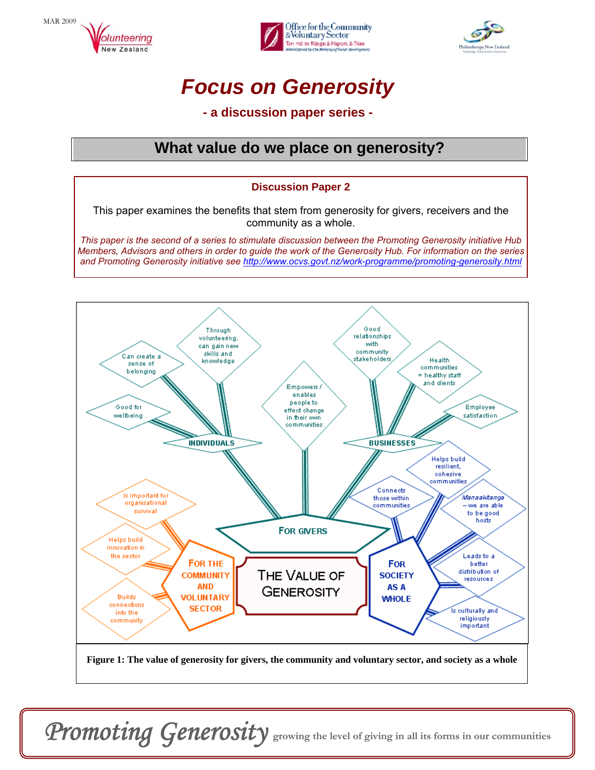MAR 2009

# *Focus on Generosity*

**- a discussion paper series -**

## What value do we place on generosity?

**Discussion Paper 2**

This paper examines the benefits that stem from generosity for givers, receivers and the community as a whole.

*This paper is the second of a series to stimulate discussion between the Promoting Generosity initiative Hub Members, Advisors and others in order to guide the work of the Generosity Hub. For information on the series and Promoting Generosity initiative see http://www.ocvs.govt.nz/work-programme/promoting-generosity.html*

THE VALUE OF GENEROSITY

FOR GIVERS
- INDIVIDUALS
  - Good for wellbeing
  - Can create a sense of belonging
  - Through volunteering, can gain new skills and knowledge
- Empowers / enables people to effect change in their own communities
- BUSINESSES
  - Good relationships with community stakeholders
  - Health communities = healthy staff and clients
  - Employee satisfaction

FOR THE COMMUNITY AND VOLUNTARY SECTOR
- Is important for organisational survival
- Helps build innovation in the sector
- Builds connections into the community

FOR SOCIETY AS A WHOLE
- Connects those within communities
- Helps build resilient, cohesive communities
- *Manaakitanga* – we are able to be good hosts
- Leads to a better distribution of resources
- Is culturally and religiously important

**Figure 1: The value of generosity for givers, the community and voluntary sector, and society as a whole**

*Promoting Generosity* growing the level of giving in all its forms in our communities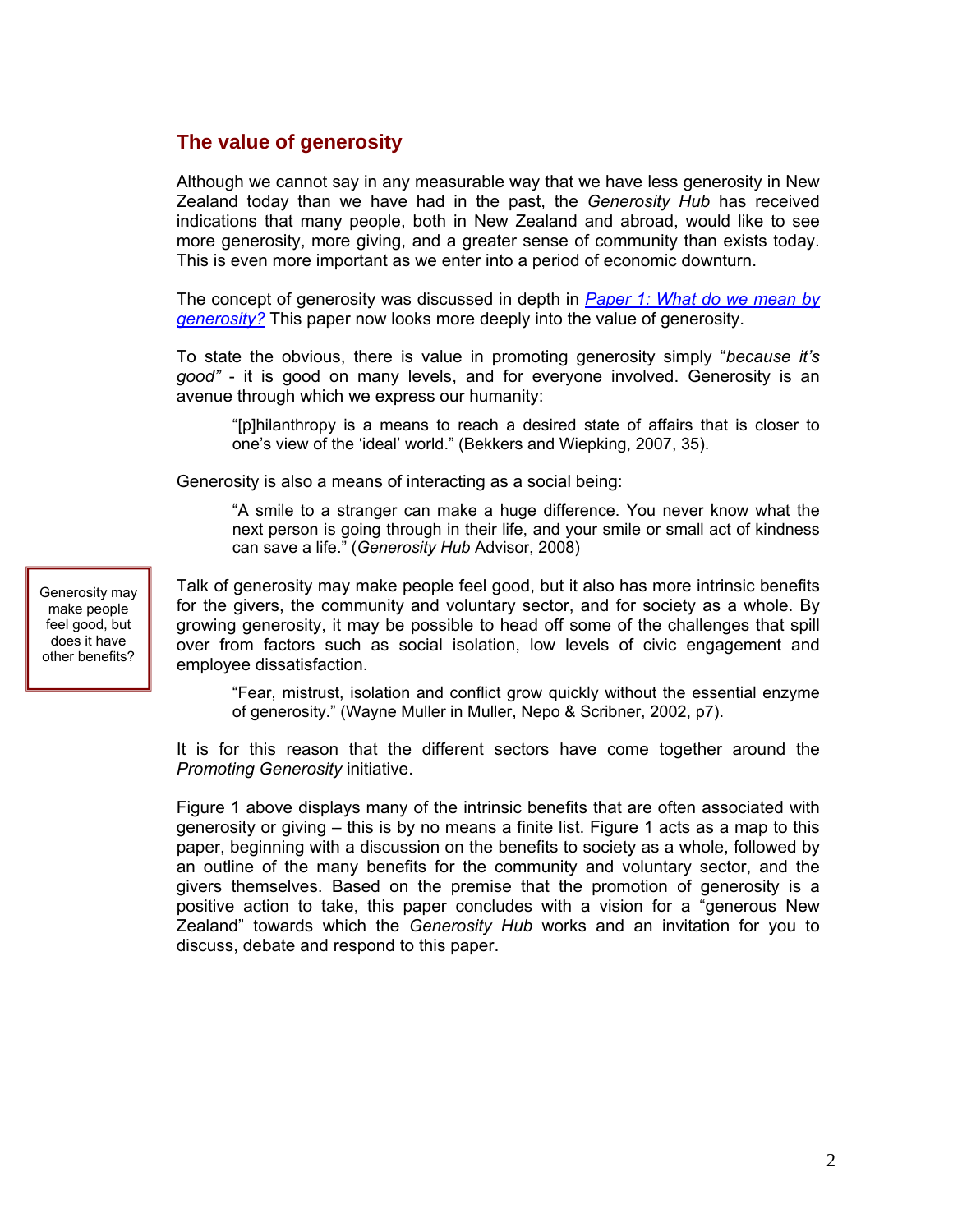## The value of generosity

Although we cannot say in any measurable way that we have less generosity in New Zealand today than we have had in the past, the *Generosity Hub* has received indications that many people, both in New Zealand and abroad, would like to see more generosity, more giving, and a greater sense of community than exists today. This is even more important as we enter into a period of economic downturn.

The concept of generosity was discussed in depth in *Paper 1: What do we mean by generosity?* This paper now looks more deeply into the value of generosity.

To state the obvious, there is value in promoting generosity simply "*because it's good"* - it is good on many levels, and for everyone involved. Generosity is an avenue through which we express our humanity:

> "[p]hilanthropy is a means to reach a desired state of affairs that is closer to one's view of the 'ideal' world." (Bekkers and Wiepking, 2007, 35).

Generosity is also a means of interacting as a social being:

> "A smile to a stranger can make a huge difference. You never know what the next person is going through in their life, and your smile or small act of kindness can save a life." (*Generosity Hub* Advisor, 2008)

Generosity may make people feel good, but does it have other benefits?

Talk of generosity may make people feel good, but it also has more intrinsic benefits for the givers, the community and voluntary sector, and for society as a whole. By growing generosity, it may be possible to head off some of the challenges that spill over from factors such as social isolation, low levels of civic engagement and employee dissatisfaction.

> "Fear, mistrust, isolation and conflict grow quickly without the essential enzyme of generosity." (Wayne Muller in Muller, Nepo & Scribner, 2002, p7).

It is for this reason that the different sectors have come together around the *Promoting Generosity* initiative.

Figure 1 above displays many of the intrinsic benefits that are often associated with generosity or giving – this is by no means a finite list. Figure 1 acts as a map to this paper, beginning with a discussion on the benefits to society as a whole, followed by an outline of the many benefits for the community and voluntary sector, and the givers themselves. Based on the premise that the promotion of generosity is a positive action to take, this paper concludes with a vision for a "generous New Zealand" towards which the *Generosity Hub* works and an invitation for you to discuss, debate and respond to this paper.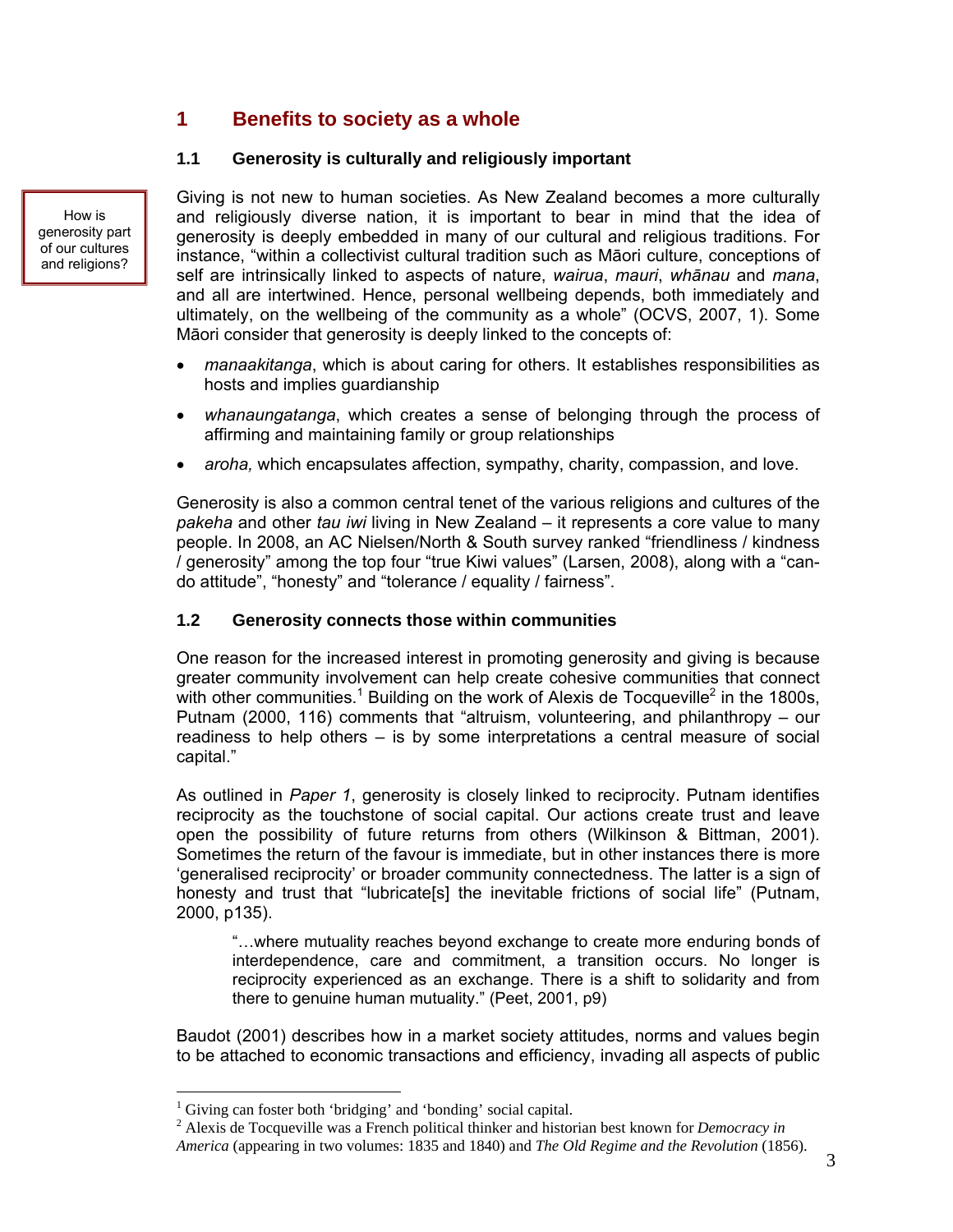# 1 Benefits to society as a whole

## 1.1 Generosity is culturally and religiously important

How is generosity part of our cultures and religions?

Giving is not new to human societies. As New Zealand becomes a more culturally and religiously diverse nation, it is important to bear in mind that the idea of generosity is deeply embedded in many of our cultural and religious traditions. For instance, "within a collectivist cultural tradition such as Māori culture, conceptions of self are intrinsically linked to aspects of nature, *wairua*, *mauri*, *whānau* and *mana*, and all are intertwined. Hence, personal wellbeing depends, both immediately and ultimately, on the wellbeing of the community as a whole" (OCVS, 2007, 1). Some Māori consider that generosity is deeply linked to the concepts of:

- *manaakitanga*, which is about caring for others. It establishes responsibilities as hosts and implies guardianship
- *whanaungatanga*, which creates a sense of belonging through the process of affirming and maintaining family or group relationships
- *aroha,* which encapsulates affection, sympathy, charity, compassion, and love.

Generosity is also a common central tenet of the various religions and cultures of the *pakeha* and other *tau iwi* living in New Zealand – it represents a core value to many people. In 2008, an AC Nielsen/North & South survey ranked "friendliness / kindness / generosity" among the top four "true Kiwi values" (Larsen, 2008), along with a "can-do attitude", "honesty" and "tolerance / equality / fairness".

## 1.2 Generosity connects those within communities

One reason for the increased interest in promoting generosity and giving is because greater community involvement can help create cohesive communities that connect with other communities.[1] Building on the work of Alexis de Tocqueville[2] in the 1800s, Putnam (2000, 116) comments that "altruism, volunteering, and philanthropy – our readiness to help others – is by some interpretations a central measure of social capital."

As outlined in *Paper 1*, generosity is closely linked to reciprocity. Putnam identifies reciprocity as the touchstone of social capital. Our actions create trust and leave open the possibility of future returns from others (Wilkinson & Bittman, 2001). Sometimes the return of the favour is immediate, but in other instances there is more 'generalised reciprocity' or broader community connectedness. The latter is a sign of honesty and trust that "lubricate[s] the inevitable frictions of social life" (Putnam, 2000, p135).

> "…where mutuality reaches beyond exchange to create more enduring bonds of interdependence, care and commitment, a transition occurs. No longer is reciprocity experienced as an exchange. There is a shift to solidarity and from there to genuine human mutuality." (Peet, 2001, p9)

Baudot (2001) describes how in a market society attitudes, norms and values begin to be attached to economic transactions and efficiency, invading all aspects of public

[1] Giving can foster both 'bridging' and 'bonding' social capital.

[2] Alexis de Tocqueville was a French political thinker and historian best known for *Democracy in America* (appearing in two volumes: 1835 and 1840) and *The Old Regime and the Revolution* (1856).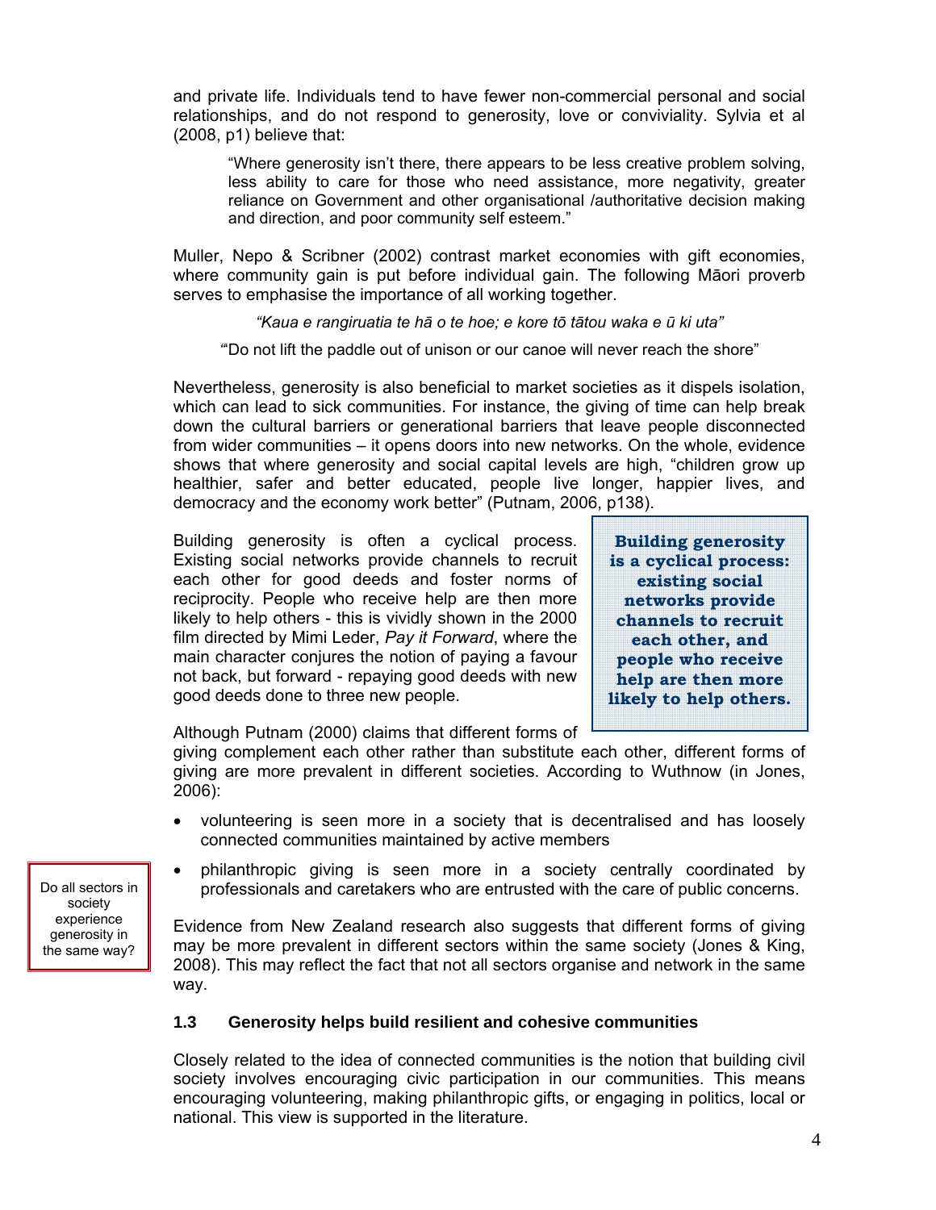and private life. Individuals tend to have fewer non-commercial personal and social relationships, and do not respond to generosity, love or conviviality. Sylvia et al (2008, p1) believe that:

> "Where generosity isn't there, there appears to be less creative problem solving, less ability to care for those who need assistance, more negativity, greater reliance on Government and other organisational /authoritative decision making and direction, and poor community self esteem."

Muller, Nepo & Scribner (2002) contrast market economies with gift economies, where community gain is put before individual gain. The following Māori proverb serves to emphasise the importance of all working together.

*"Kaua e rangiruatia te hā o te hoe; e kore tō tātou waka e ū ki uta"*

"Do not lift the paddle out of unison or our canoe will never reach the shore"

Nevertheless, generosity is also beneficial to market societies as it dispels isolation, which can lead to sick communities. For instance, the giving of time can help break down the cultural barriers or generational barriers that leave people disconnected from wider communities – it opens doors into new networks. On the whole, evidence shows that where generosity and social capital levels are high, "children grow up healthier, safer and better educated, people live longer, happier lives, and democracy and the economy work better" (Putnam, 2006, p138).

Building generosity is often a cyclical process. Existing social networks provide channels to recruit each other for good deeds and foster norms of reciprocity. People who receive help are then more likely to help others - this is vividly shown in the 2000 film directed by Mimi Leder, *Pay it Forward*, where the main character conjures the notion of paying a favour not back, but forward - repaying good deeds with new good deeds done to three new people.

> **Building generosity is a cyclical process: existing social networks provide channels to recruit each other, and people who receive help are then more likely to help others.**

Although Putnam (2000) claims that different forms of giving complement each other rather than substitute each other, different forms of giving are more prevalent in different societies. According to Wuthnow (in Jones, 2006):

- volunteering is seen more in a society that is decentralised and has loosely connected communities maintained by active members
- philanthropic giving is seen more in a society centrally coordinated by professionals and caretakers who are entrusted with the care of public concerns.

> Do all sectors in society experience generosity in the same way?

Evidence from New Zealand research also suggests that different forms of giving may be more prevalent in different sectors within the same society (Jones & King, 2008). This may reflect the fact that not all sectors organise and network in the same way.

### 1.3 Generosity helps build resilient and cohesive communities

Closely related to the idea of connected communities is the notion that building civil society involves encouraging civic participation in our communities. This means encouraging volunteering, making philanthropic gifts, or engaging in politics, local or national. This view is supported in the literature.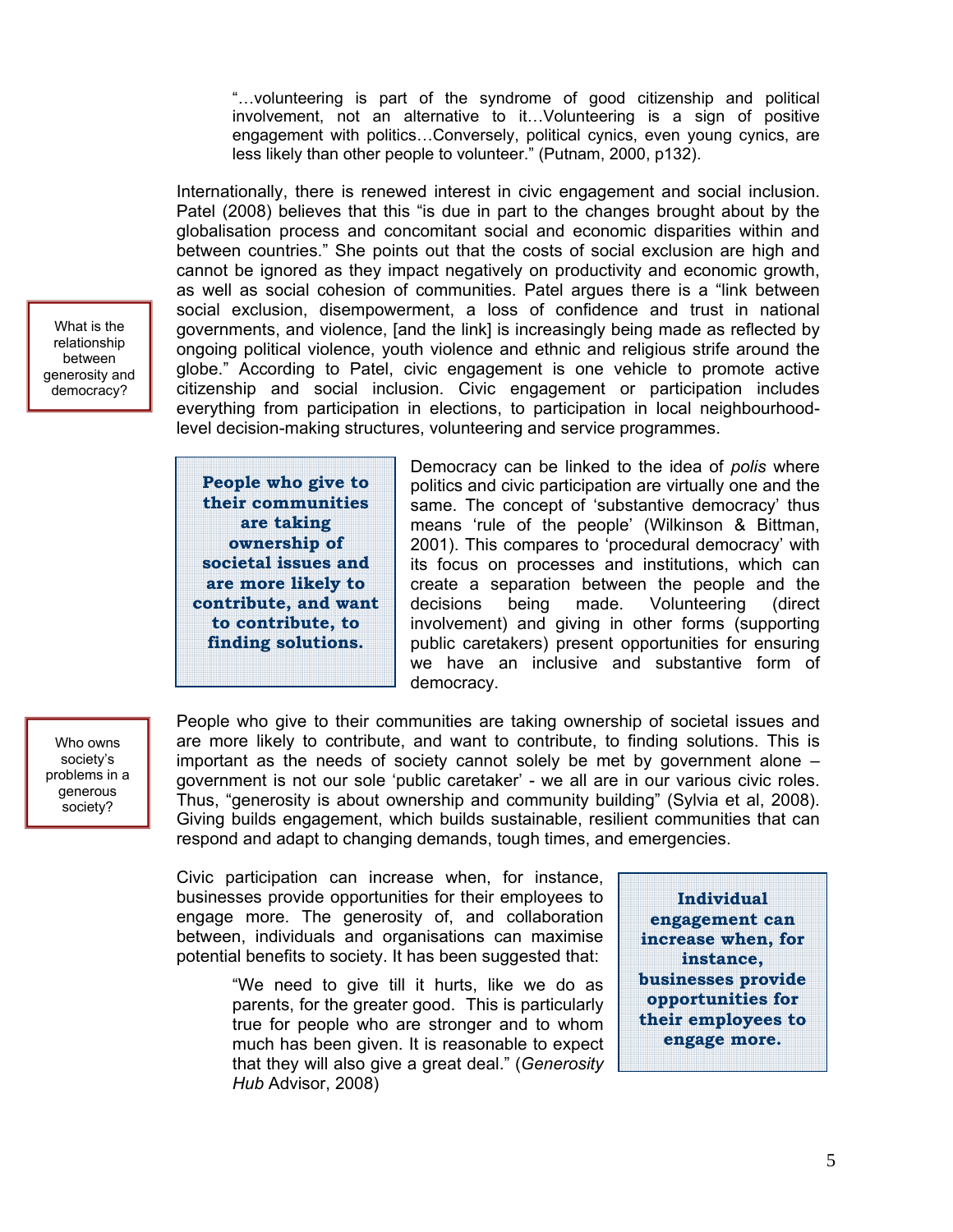> "…volunteering is part of the syndrome of good citizenship and political involvement, not an alternative to it…Volunteering is a sign of positive engagement with politics…Conversely, political cynics, even young cynics, are less likely than other people to volunteer." (Putnam, 2000, p132).

What is the relationship between generosity and democracy?

Internationally, there is renewed interest in civic engagement and social inclusion. Patel (2008) believes that this "is due in part to the changes brought about by the globalisation process and concomitant social and economic disparities within and between countries." She points out that the costs of social exclusion are high and cannot be ignored as they impact negatively on productivity and economic growth, as well as social cohesion of communities. Patel argues there is a "link between social exclusion, disempowerment, a loss of confidence and trust in national governments, and violence, [and the link] is increasingly being made as reflected by ongoing political violence, youth violence and ethnic and religious strife around the globe." According to Patel, civic engagement is one vehicle to promote active citizenship and social inclusion. Civic engagement or participation includes everything from participation in elections, to participation in local neighbourhood-level decision-making structures, volunteering and service programmes.

**People who give to their communities are taking ownership of societal issues and are more likely to contribute, and want to contribute, to finding solutions.**

Democracy can be linked to the idea of *polis* where politics and civic participation are virtually one and the same. The concept of 'substantive democracy' thus means 'rule of the people' (Wilkinson & Bittman, 2001). This compares to 'procedural democracy' with its focus on processes and institutions, which can create a separation between the people and the decisions being made. Volunteering (direct involvement) and giving in other forms (supporting public caretakers) present opportunities for ensuring we have an inclusive and substantive form of democracy.

Who owns society's problems in a generous society?

People who give to their communities are taking ownership of societal issues and are more likely to contribute, and want to contribute, to finding solutions. This is important as the needs of society cannot solely be met by government alone – government is not our sole 'public caretaker' - we all are in our various civic roles. Thus, "generosity is about ownership and community building" (Sylvia et al, 2008). Giving builds engagement, which builds sustainable, resilient communities that can respond and adapt to changing demands, tough times, and emergencies.

Civic participation can increase when, for instance, businesses provide opportunities for their employees to engage more. The generosity of, and collaboration between, individuals and organisations can maximise potential benefits to society. It has been suggested that:

> "We need to give till it hurts, like we do as parents, for the greater good. This is particularly true for people who are stronger and to whom much has been given. It is reasonable to expect that they will also give a great deal." (*Generosity Hub* Advisor, 2008)

**Individual engagement can increase when, for instance, businesses provide opportunities for their employees to engage more.**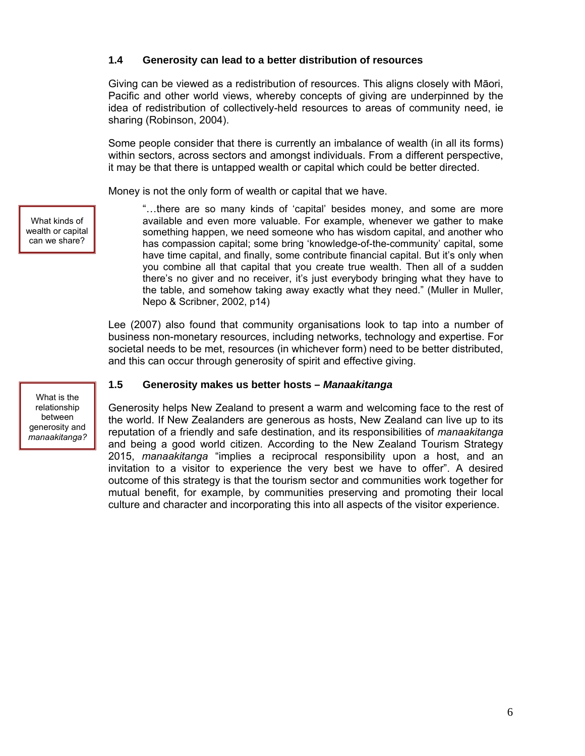### 1.4 Generosity can lead to a better distribution of resources

Giving can be viewed as a redistribution of resources. This aligns closely with Māori, Pacific and other world views, whereby concepts of giving are underpinned by the idea of redistribution of collectively-held resources to areas of community need, ie sharing (Robinson, 2004).

Some people consider that there is currently an imbalance of wealth (in all its forms) within sectors, across sectors and amongst individuals. From a different perspective, it may be that there is untapped wealth or capital which could be better directed.

Money is not the only form of wealth or capital that we have.

What kinds of wealth or capital can we share?

> "…there are so many kinds of 'capital' besides money, and some are more available and even more valuable. For example, whenever we gather to make something happen, we need someone who has wisdom capital, and another who has compassion capital; some bring 'knowledge-of-the-community' capital, some have time capital, and finally, some contribute financial capital. But it's only when you combine all that capital that you create true wealth. Then all of a sudden there's no giver and no receiver, it's just everybody bringing what they have to the table, and somehow taking away exactly what they need." (Muller in Muller, Nepo & Scribner, 2002, p14)

Lee (2007) also found that community organisations look to tap into a number of business non-monetary resources, including networks, technology and expertise. For societal needs to be met, resources (in whichever form) need to be better distributed, and this can occur through generosity of spirit and effective giving.

### 1.5 Generosity makes us better hosts – *Manaakitanga*

What is the relationship between generosity and *manaakitanga?*

Generosity helps New Zealand to present a warm and welcoming face to the rest of the world. If New Zealanders are generous as hosts, New Zealand can live up to its reputation of a friendly and safe destination, and its responsibilities of *manaakitanga* and being a good world citizen. According to the New Zealand Tourism Strategy 2015, *manaakitanga* "implies a reciprocal responsibility upon a host, and an invitation to a visitor to experience the very best we have to offer". A desired outcome of this strategy is that the tourism sector and communities work together for mutual benefit, for example, by communities preserving and promoting their local culture and character and incorporating this into all aspects of the visitor experience.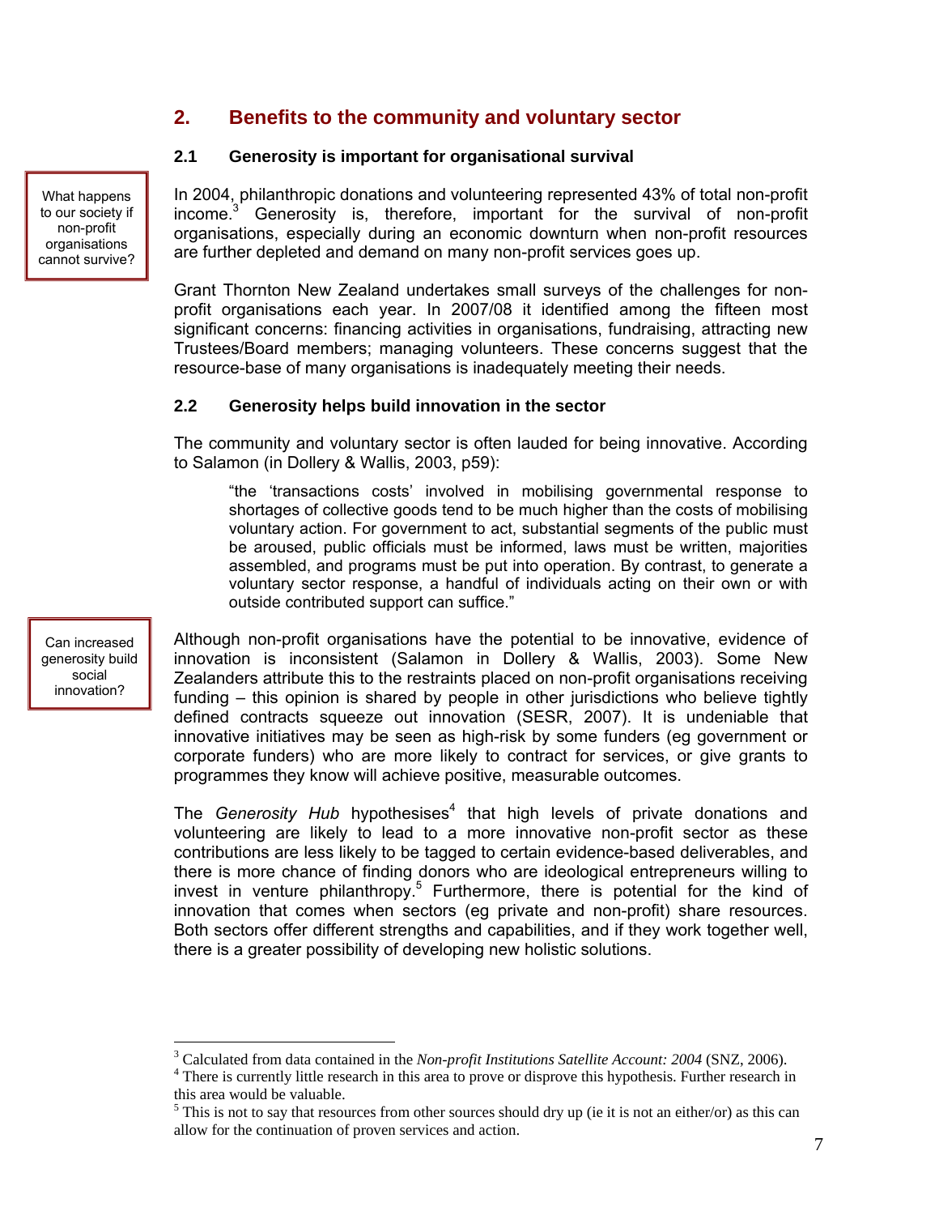## 2. Benefits to the community and voluntary sector

### 2.1 Generosity is important for organisational survival

What happens to our society if non-profit organisations cannot survive?

In 2004, philanthropic donations and volunteering represented 43% of total non-profit income.[3] Generosity is, therefore, important for the survival of non-profit organisations, especially during an economic downturn when non-profit resources are further depleted and demand on many non-profit services goes up.

Grant Thornton New Zealand undertakes small surveys of the challenges for non-profit organisations each year. In 2007/08 it identified among the fifteen most significant concerns: financing activities in organisations, fundraising, attracting new Trustees/Board members; managing volunteers. These concerns suggest that the resource-base of many organisations is inadequately meeting their needs.

### 2.2 Generosity helps build innovation in the sector

The community and voluntary sector is often lauded for being innovative. According to Salamon (in Dollery & Wallis, 2003, p59):

> "the 'transactions costs' involved in mobilising governmental response to shortages of collective goods tend to be much higher than the costs of mobilising voluntary action. For government to act, substantial segments of the public must be aroused, public officials must be informed, laws must be written, majorities assembled, and programs must be put into operation. By contrast, to generate a voluntary sector response, a handful of individuals acting on their own or with outside contributed support can suffice."

Can increased generosity build social innovation?

Although non-profit organisations have the potential to be innovative, evidence of innovation is inconsistent (Salamon in Dollery & Wallis, 2003). Some New Zealanders attribute this to the restraints placed on non-profit organisations receiving funding – this opinion is shared by people in other jurisdictions who believe tightly defined contracts squeeze out innovation (SESR, 2007). It is undeniable that innovative initiatives may be seen as high-risk by some funders (eg government or corporate funders) who are more likely to contract for services, or give grants to programmes they know will achieve positive, measurable outcomes.

The *Generosity Hub* hypothesises[4] that high levels of private donations and volunteering are likely to lead to a more innovative non-profit sector as these contributions are less likely to be tagged to certain evidence-based deliverables, and there is more chance of finding donors who are ideological entrepreneurs willing to invest in venture philanthropy.[5] Furthermore, there is potential for the kind of innovation that comes when sectors (eg private and non-profit) share resources. Both sectors offer different strengths and capabilities, and if they work together well, there is a greater possibility of developing new holistic solutions.

---

[3] Calculated from data contained in the *Non-profit Institutions Satellite Account: 2004* (SNZ, 2006).

[4] There is currently little research in this area to prove or disprove this hypothesis. Further research in this area would be valuable.

[5] This is not to say that resources from other sources should dry up (ie it is not an either/or) as this can allow for the continuation of proven services and action.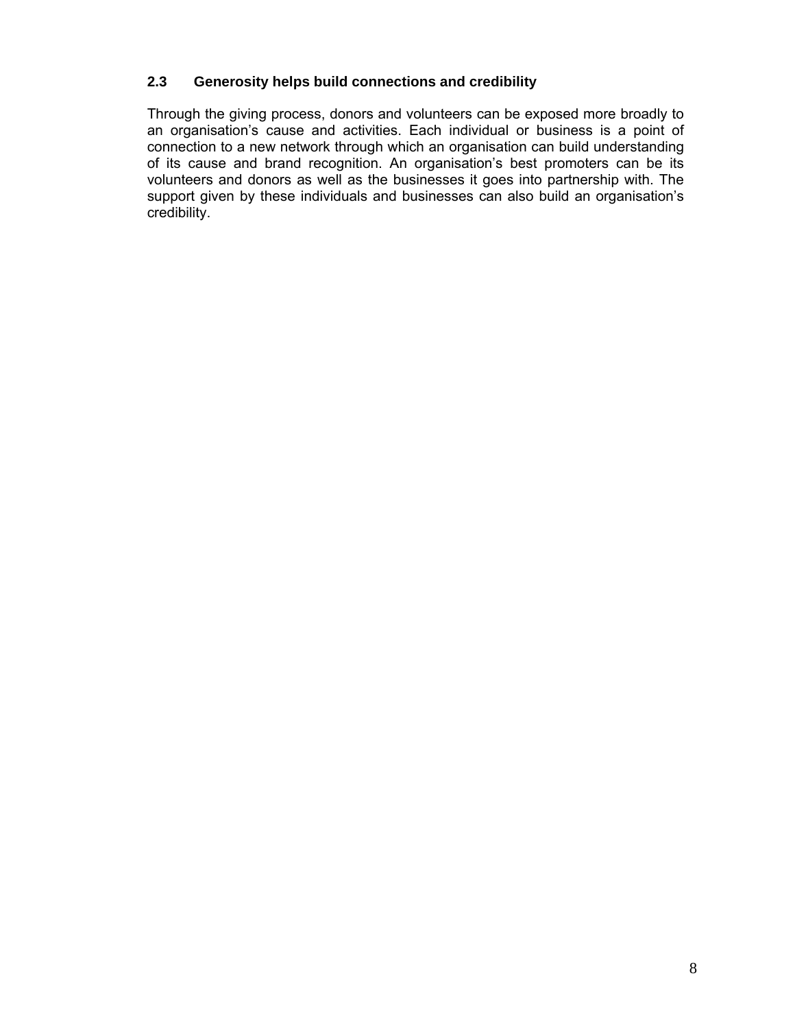### 2.3 Generosity helps build connections and credibility

Through the giving process, donors and volunteers can be exposed more broadly to an organisation's cause and activities. Each individual or business is a point of connection to a new network through which an organisation can build understanding of its cause and brand recognition. An organisation's best promoters can be its volunteers and donors as well as the businesses it goes into partnership with. The support given by these individuals and businesses can also build an organisation's credibility.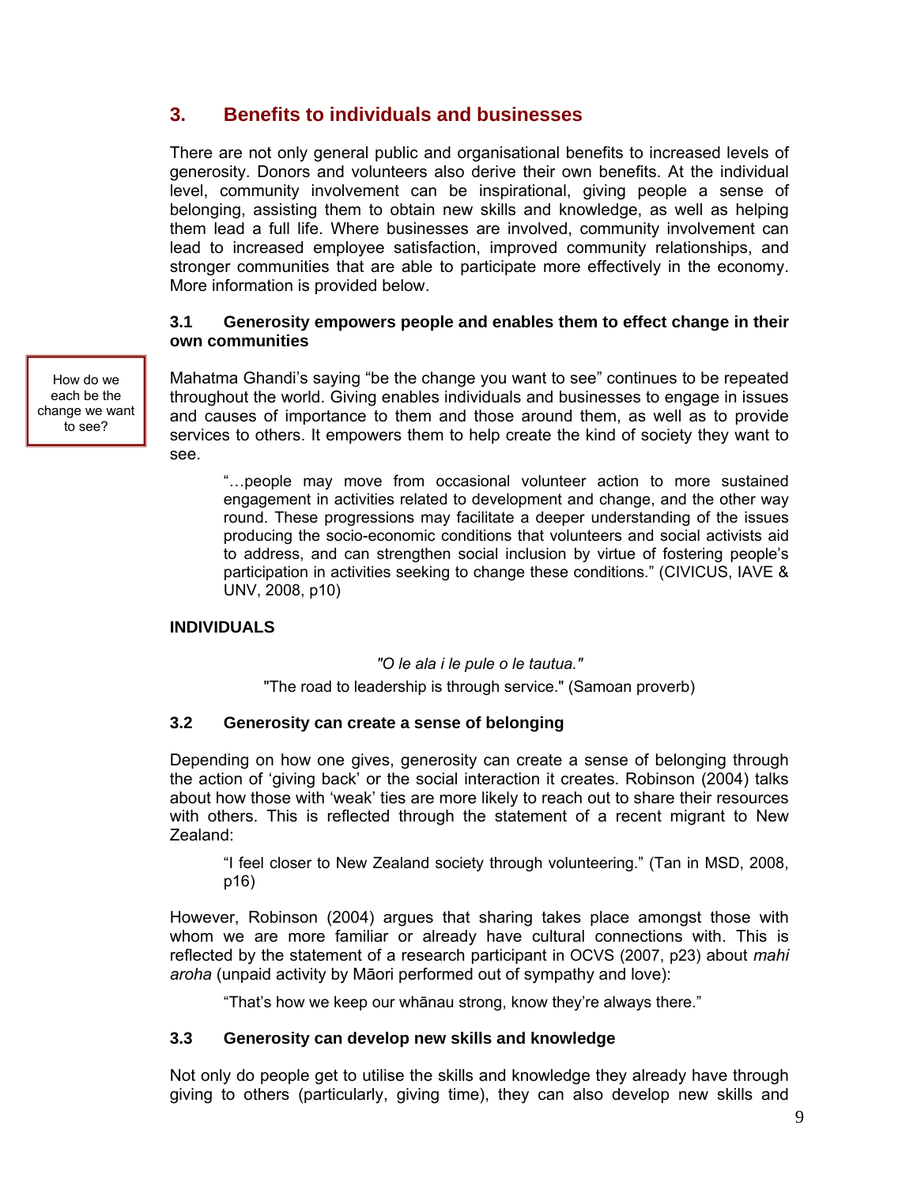## 3. Benefits to individuals and businesses

There are not only general public and organisational benefits to increased levels of generosity. Donors and volunteers also derive their own benefits. At the individual level, community involvement can be inspirational, giving people a sense of belonging, assisting them to obtain new skills and knowledge, as well as helping them lead a full life. Where businesses are involved, community involvement can lead to increased employee satisfaction, improved community relationships, and stronger communities that are able to participate more effectively in the economy. More information is provided below.

### 3.1 Generosity empowers people and enables them to effect change in their own communities

How do we each be the change we want to see?

Mahatma Ghandi's saying "be the change you want to see" continues to be repeated throughout the world. Giving enables individuals and businesses to engage in issues and causes of importance to them and those around them, as well as to provide services to others. It empowers them to help create the kind of society they want to see.

> "…people may move from occasional volunteer action to more sustained engagement in activities related to development and change, and the other way round. These progressions may facilitate a deeper understanding of the issues producing the socio-economic conditions that volunteers and social activists aid to address, and can strengthen social inclusion by virtue of fostering people's participation in activities seeking to change these conditions." (CIVICUS, IAVE & UNV, 2008, p10)

**INDIVIDUALS**

*"O le ala i le pule o le tautua."*

"The road to leadership is through service." (Samoan proverb)

### 3.2 Generosity can create a sense of belonging

Depending on how one gives, generosity can create a sense of belonging through the action of 'giving back' or the social interaction it creates. Robinson (2004) talks about how those with 'weak' ties are more likely to reach out to share their resources with others. This is reflected through the statement of a recent migrant to New Zealand:

> "I feel closer to New Zealand society through volunteering." (Tan in MSD, 2008, p16)

However, Robinson (2004) argues that sharing takes place amongst those with whom we are more familiar or already have cultural connections with. This is reflected by the statement of a research participant in OCVS (2007, p23) about *mahi aroha* (unpaid activity by Māori performed out of sympathy and love):

> "That's how we keep our whānau strong, know they're always there."

### 3.3 Generosity can develop new skills and knowledge

Not only do people get to utilise the skills and knowledge they already have through giving to others (particularly, giving time), they can also develop new skills and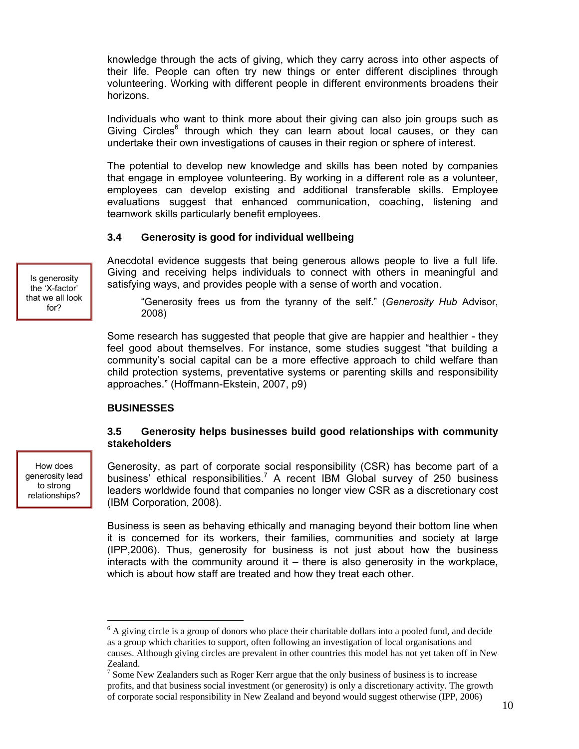knowledge through the acts of giving, which they carry across into other aspects of their life. People can often try new things or enter different disciplines through volunteering. Working with different people in different environments broadens their horizons.

Individuals who want to think more about their giving can also join groups such as Giving Circles[6] through which they can learn about local causes, or they can undertake their own investigations of causes in their region or sphere of interest.

The potential to develop new knowledge and skills has been noted by companies that engage in employee volunteering. By working in a different role as a volunteer, employees can develop existing and additional transferable skills. Employee evaluations suggest that enhanced communication, coaching, listening and teamwork skills particularly benefit employees.

### 3.4 Generosity is good for individual wellbeing

Is generosity the 'X-factor' that we all look for?

Anecdotal evidence suggests that being generous allows people to live a full life. Giving and receiving helps individuals to connect with others in meaningful and satisfying ways, and provides people with a sense of worth and vocation.

> "Generosity frees us from the tyranny of the self." (*Generosity Hub* Advisor, 2008)

Some research has suggested that people that give are happier and healthier - they feel good about themselves. For instance, some studies suggest "that building a community's social capital can be a more effective approach to child welfare than child protection systems, preventative systems or parenting skills and responsibility approaches." (Hoffmann-Ekstein, 2007, p9)

## BUSINESSES

### 3.5 Generosity helps businesses build good relationships with community stakeholders

How does generosity lead to strong relationships?

Generosity, as part of corporate social responsibility (CSR) has become part of a business' ethical responsibilities.[7] A recent IBM Global survey of 250 business leaders worldwide found that companies no longer view CSR as a discretionary cost (IBM Corporation, 2008).

Business is seen as behaving ethically and managing beyond their bottom line when it is concerned for its workers, their families, communities and society at large (IPP,2006). Thus, generosity for business is not just about how the business interacts with the community around it – there is also generosity in the workplace, which is about how staff are treated and how they treat each other.

---

[6] A giving circle is a group of donors who place their charitable dollars into a pooled fund, and decide as a group which charities to support, often following an investigation of local organisations and causes. Although giving circles are prevalent in other countries this model has not yet taken off in New Zealand.

[7] Some New Zealanders such as Roger Kerr argue that the only business of business is to increase profits, and that business social investment (or generosity) is only a discretionary activity. The growth of corporate social responsibility in New Zealand and beyond would suggest otherwise (IPP, 2006)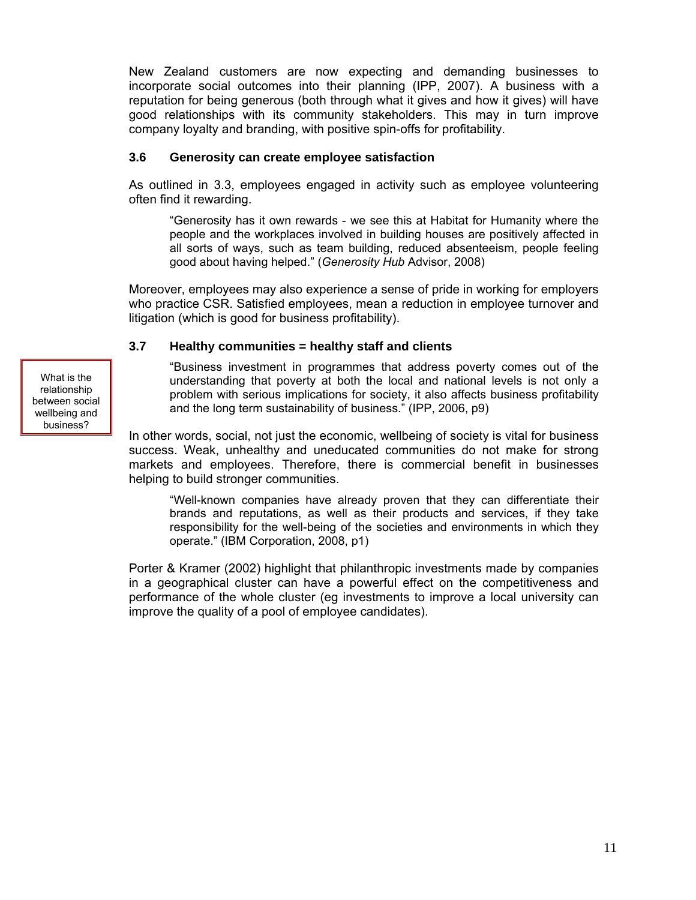New Zealand customers are now expecting and demanding businesses to incorporate social outcomes into their planning (IPP, 2007). A business with a reputation for being generous (both through what it gives and how it gives) will have good relationships with its community stakeholders. This may in turn improve company loyalty and branding, with positive spin-offs for profitability.

### 3.6 Generosity can create employee satisfaction

As outlined in 3.3, employees engaged in activity such as employee volunteering often find it rewarding.

> "Generosity has it own rewards - we see this at Habitat for Humanity where the people and the workplaces involved in building houses are positively affected in all sorts of ways, such as team building, reduced absenteeism, people feeling good about having helped." (*Generosity Hub* Advisor, 2008)

Moreover, employees may also experience a sense of pride in working for employers who practice CSR. Satisfied employees, mean a reduction in employee turnover and litigation (which is good for business profitability).

### 3.7 Healthy communities = healthy staff and clients

What is the relationship between social wellbeing and business?

> "Business investment in programmes that address poverty comes out of the understanding that poverty at both the local and national levels is not only a problem with serious implications for society, it also affects business profitability and the long term sustainability of business." (IPP, 2006, p9)

In other words, social, not just the economic, wellbeing of society is vital for business success. Weak, unhealthy and uneducated communities do not make for strong markets and employees. Therefore, there is commercial benefit in businesses helping to build stronger communities.

> "Well-known companies have already proven that they can differentiate their brands and reputations, as well as their products and services, if they take responsibility for the well-being of the societies and environments in which they operate." (IBM Corporation, 2008, p1)

Porter & Kramer (2002) highlight that philanthropic investments made by companies in a geographical cluster can have a powerful effect on the competitiveness and performance of the whole cluster (eg investments to improve a local university can improve the quality of a pool of employee candidates).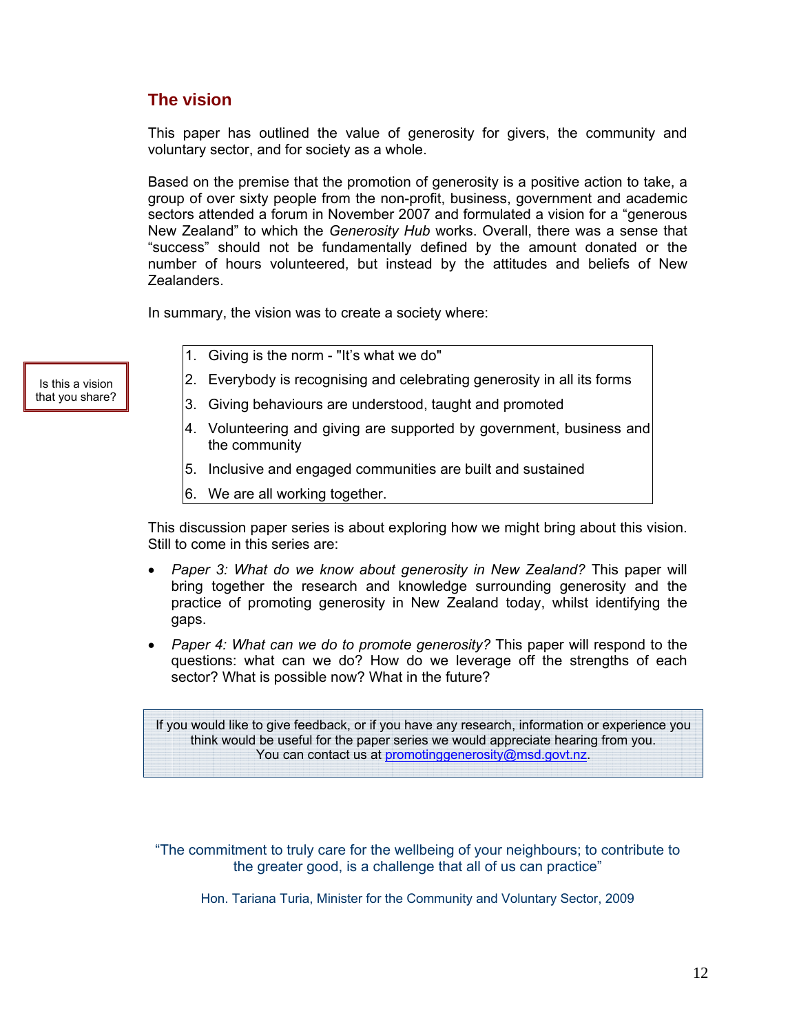## The vision

This paper has outlined the value of generosity for givers, the community and voluntary sector, and for society as a whole.

Based on the premise that the promotion of generosity is a positive action to take, a group of over sixty people from the non-profit, business, government and academic sectors attended a forum in November 2007 and formulated a vision for a "generous New Zealand" to which the *Generosity Hub* works. Overall, there was a sense that "success" should not be fundamentally defined by the amount donated or the number of hours volunteered, but instead by the attitudes and beliefs of New Zealanders.

In summary, the vision was to create a society where:

Is this a vision that you share?

1. Giving is the norm - "It's what we do"
2. Everybody is recognising and celebrating generosity in all its forms
3. Giving behaviours are understood, taught and promoted
4. Volunteering and giving are supported by government, business and the community
5. Inclusive and engaged communities are built and sustained
6. We are all working together.

This discussion paper series is about exploring how we might bring about this vision. Still to come in this series are:

- *Paper 3: What do we know about generosity in New Zealand?* This paper will bring together the research and knowledge surrounding generosity and the practice of promoting generosity in New Zealand today, whilst identifying the gaps.
- *Paper 4: What can we do to promote generosity?* This paper will respond to the questions: what can we do? How do we leverage off the strengths of each sector? What is possible now? What in the future?

If you would like to give feedback, or if you have any research, information or experience you think would be useful for the paper series we would appreciate hearing from you. You can contact us at promotinggenerosity@msd.govt.nz.

"The commitment to truly care for the wellbeing of your neighbours; to contribute to the greater good, is a challenge that all of us can practice"

Hon. Tariana Turia, Minister for the Community and Voluntary Sector, 2009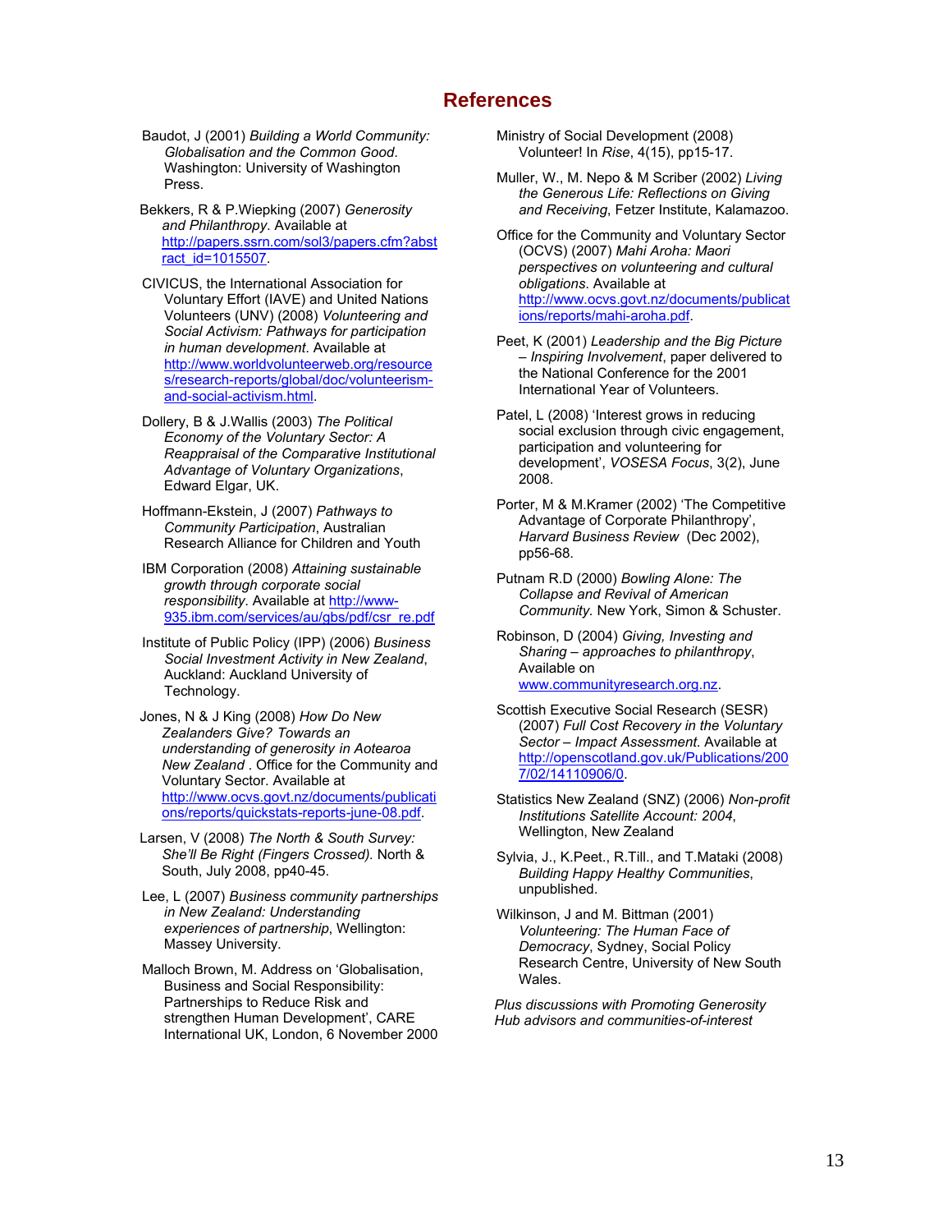# References

Baudot, J (2001) *Building a World Community: Globalisation and the Common Good*. Washington: University of Washington Press.

Bekkers, R & P.Wiepking (2007) *Generosity and Philanthropy*. Available at http://papers.ssrn.com/sol3/papers.cfm?abstract_id=1015507.

CIVICUS, the International Association for Voluntary Effort (IAVE) and United Nations Volunteers (UNV) (2008) *Volunteering and Social Activism: Pathways for participation in human development*. Available at http://www.worldvolunteerweb.org/resources/research-reports/global/doc/volunteerism-and-social-activism.html.

Dollery, B & J.Wallis (2003) *The Political Economy of the Voluntary Sector: A Reappraisal of the Comparative Institutional Advantage of Voluntary Organizations*, Edward Elgar, UK.

Hoffmann-Ekstein, J (2007) *Pathways to Community Participation*, Australian Research Alliance for Children and Youth

IBM Corporation (2008) *Attaining sustainable growth through corporate social responsibility*. Available at http://www-935.ibm.com/services/au/gbs/pdf/csr_re.pdf

Institute of Public Policy (IPP) (2006) *Business Social Investment Activity in New Zealand*, Auckland: Auckland University of Technology.

Jones, N & J King (2008) *How Do New Zealanders Give? Towards an understanding of generosity in Aotearoa New Zealand* . Office for the Community and Voluntary Sector. Available at http://www.ocvs.govt.nz/documents/publications/reports/quickstats-reports-june-08.pdf.

Larsen, V (2008) *The North & South Survey: She'll Be Right (Fingers Crossed).* North & South, July 2008, pp40-45.

Lee, L (2007) *Business community partnerships in New Zealand: Understanding experiences of partnership*, Wellington: Massey University.

Malloch Brown, M. Address on 'Globalisation, Business and Social Responsibility: Partnerships to Reduce Risk and strengthen Human Development', CARE International UK, London, 6 November 2000

Ministry of Social Development (2008) Volunteer! In *Rise*, 4(15), pp15-17.

Muller, W., M. Nepo & M Scriber (2002) *Living the Generous Life: Reflections on Giving and Receiving*, Fetzer Institute, Kalamazoo.

Office for the Community and Voluntary Sector (OCVS) (2007) *Mahi Aroha: Maori perspectives on volunteering and cultural obligations*. Available at http://www.ocvs.govt.nz/documents/publications/reports/mahi-aroha.pdf.

Peet, K (2001) *Leadership and the Big Picture – Inspiring Involvement*, paper delivered to the National Conference for the 2001 International Year of Volunteers.

Patel, L (2008) 'Interest grows in reducing social exclusion through civic engagement, participation and volunteering for development', *VOSESA Focus*, 3(2), June 2008.

Porter, M & M.Kramer (2002) 'The Competitive Advantage of Corporate Philanthropy', *Harvard Business Review* (Dec 2002), pp56-68.

Putnam R.D (2000) *Bowling Alone: The Collapse and Revival of American Community.* New York, Simon & Schuster.

Robinson, D (2004) *Giving, Investing and Sharing – approaches to philanthropy*, Available on www.communityresearch.org.nz.

Scottish Executive Social Research (SESR) (2007) *Full Cost Recovery in the Voluntary Sector – Impact Assessment*. Available at http://openscotland.gov.uk/Publications/2007/02/14110906/0.

Statistics New Zealand (SNZ) (2006) *Non-profit Institutions Satellite Account: 2004*, Wellington, New Zealand

Sylvia, J., K.Peet., R.Till., and T.Mataki (2008) *Building Happy Healthy Communities*, unpublished.

Wilkinson, J and M. Bittman (2001) *Volunteering: The Human Face of Democracy*, Sydney, Social Policy Research Centre, University of New South Wales.

*Plus discussions with Promoting Generosity Hub advisors and communities-of-interest*